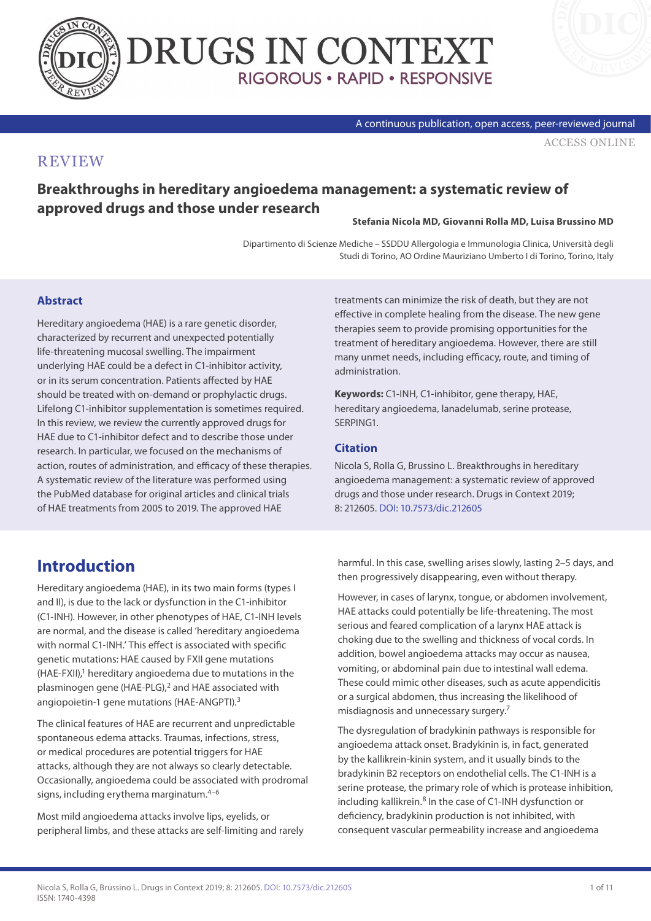# DRUGS IN CONTEXT

RIGOROUS • RAPID • RESPONSIVE

A continuous publication, open access, peer-reviewed journal

ACCESS ONLINE

REVIEW

## Breakthroughs in hereditary angioedema management: a systematic review of approved drugs and those under research

**Stefania Nicola MD, Giovanni Rolla MD, Luisa Brussino MD**

Dipartimento di Scienze Mediche – SSDDU Allergologia e Immunologia Clinica, Università degli Studi di Torino, AO Ordine Mauriziano Umberto I di Torino, Torino, Italy

### Abstract

Hereditary angioedema (HAE) is a rare genetic disorder, characterized by recurrent and unexpected potentially life-threatening mucosal swelling. The impairment underlying HAE could be a defect in C1-inhibitor activity, or in its serum concentration. Patients affected by HAE should be treated with on-demand or prophylactic drugs. Lifelong C1-inhibitor supplementation is sometimes required. In this review, we review the currently approved drugs for HAE due to C1-inhibitor defect and to describe those under research. In particular, we focused on the mechanisms of action, routes of administration, and efficacy of these therapies. A systematic review of the literature was performed using the PubMed database for original articles and clinical trials of HAE treatments from 2005 to 2019. The approved HAE treatments can minimize the risk of death, but they are not effective in complete healing from the disease. The new gene therapies seem to provide promising opportunities for the treatment of hereditary angioedema. However, there are still many unmet needs, including efficacy, route, and timing of administration.

**Keywords:** C1-INH, C1-inhibitor, gene therapy, HAE, hereditary angioedema, lanadelumab, serine protease, SERPING1.

### Citation

Nicola S, Rolla G, Brussino L. Breakthroughs in hereditary angioedema management: a systematic review of approved drugs and those under research. Drugs in Context 2019; 8: 212605. DOI: 10.7573/dic.212605

## Introduction

Hereditary angioedema (HAE), in its two main forms (types I and II), is due to the lack or dysfunction in the C1-inhibitor (C1-INH). However, in other phenotypes of HAE, C1-INH levels are normal, and the disease is called 'hereditary angioedema with normal C1-INH.' This effect is associated with specific genetic mutations: HAE caused by FXII gene mutations (HAE-FXII),[1] hereditary angioedema due to mutations in the plasminogen gene (HAE-PLG),[2] and HAE associated with angiopoietin-1 gene mutations (HAE-ANGPTI).[3]

The clinical features of HAE are recurrent and unpredictable spontaneous edema attacks. Traumas, infections, stress, or medical procedures are potential triggers for HAE attacks, although they are not always so clearly detectable. Occasionally, angioedema could be associated with prodromal signs, including erythema marginatum.[4–6]

Most mild angioedema attacks involve lips, eyelids, or peripheral limbs, and these attacks are self-limiting and rarely harmful. In this case, swelling arises slowly, lasting 2–5 days, and then progressively disappearing, even without therapy.

However, in cases of larynx, tongue, or abdomen involvement, HAE attacks could potentially be life-threatening. The most serious and feared complication of a larynx HAE attack is choking due to the swelling and thickness of vocal cords. In addition, bowel angioedema attacks may occur as nausea, vomiting, or abdominal pain due to intestinal wall edema. These could mimic other diseases, such as acute appendicitis or a surgical abdomen, thus increasing the likelihood of misdiagnosis and unnecessary surgery.[7]

The dysregulation of bradykinin pathways is responsible for angioedema attack onset. Bradykinin is, in fact, generated by the kallikrein-kinin system, and it usually binds to the bradykinin B2 receptors on endothelial cells. The C1-INH is a serine protease, the primary role of which is protease inhibition, including kallikrein.[8] In the case of C1-INH dysfunction or deficiency, bradykinin production is not inhibited, with consequent vascular permeability increase and angioedema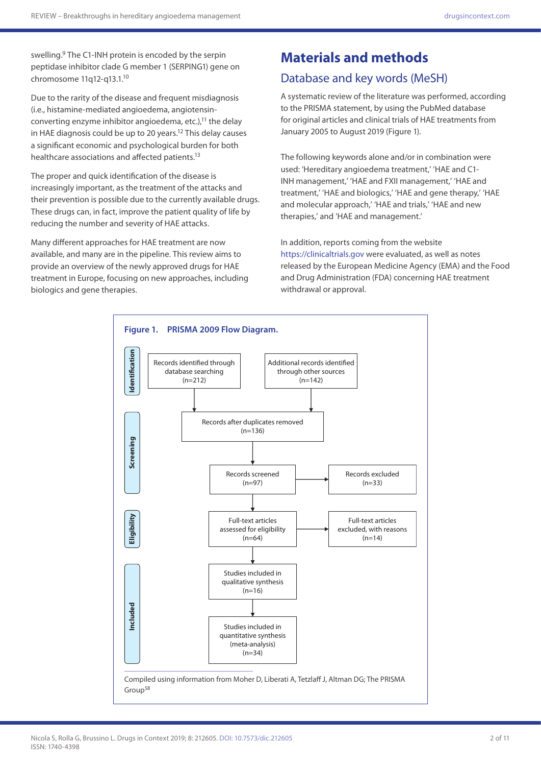swelling.[9] The C1-INH protein is encoded by the serpin peptidase inhibitor clade G member 1 (SERPING1) gene on chromosome 11q12-q13.1.[10]

Due to the rarity of the disease and frequent misdiagnosis (i.e., histamine-mediated angioedema, angiotensin-converting enzyme inhibitor angioedema, etc.),[11] the delay in HAE diagnosis could be up to 20 years.[12] This delay causes a significant economic and psychological burden for both healthcare associations and affected patients.[13]

The proper and quick identification of the disease is increasingly important, as the treatment of the attacks and their prevention is possible due to the currently available drugs. These drugs can, in fact, improve the patient quality of life by reducing the number and severity of HAE attacks.

Many different approaches for HAE treatment are now available, and many are in the pipeline. This review aims to provide an overview of the newly approved drugs for HAE treatment in Europe, focusing on new approaches, including biologics and gene therapies.

# Materials and methods

## Database and key words (MeSH)

A systematic review of the literature was performed, according to the PRISMA statement, by using the PubMed database for original articles and clinical trials of HAE treatments from January 2005 to August 2019 (Figure 1).

The following keywords alone and/or in combination were used: 'Hereditary angioedema treatment,' 'HAE and C1-INH management,' 'HAE and FXII management,' 'HAE and treatment,' 'HAE and biologics,' 'HAE and gene therapy,' 'HAE and molecular approach,' 'HAE and trials,' 'HAE and new therapies,' and 'HAE and management.'

In addition, reports coming from the website https://clinicaltrials.gov were evaluated, as well as notes released by the European Medicine Agency (EMA) and the Food and Drug Administration (FDA) concerning HAE treatment withdrawal or approval.

**Figure 1. PRISMA 2009 Flow Diagram.**

**Identification**
- Records identified through database searching (n=212)
- Additional records identified through other sources (n=142)

**Screening**
- Records after duplicates removed (n=136)
- Records screened (n=97) → Records excluded (n=33)

**Eligibility**
- Full-text articles assessed for eligibility (n=64) → Full-text articles excluded, with reasons (n=14)

**Included**
- Studies included in qualitative synthesis (n=16)
- Studies included in quantitative synthesis (meta-analysis) (n=34)

Compiled using information from Moher D, Liberati A, Tetzlaff J, Altman DG; The PRISMA Group[58]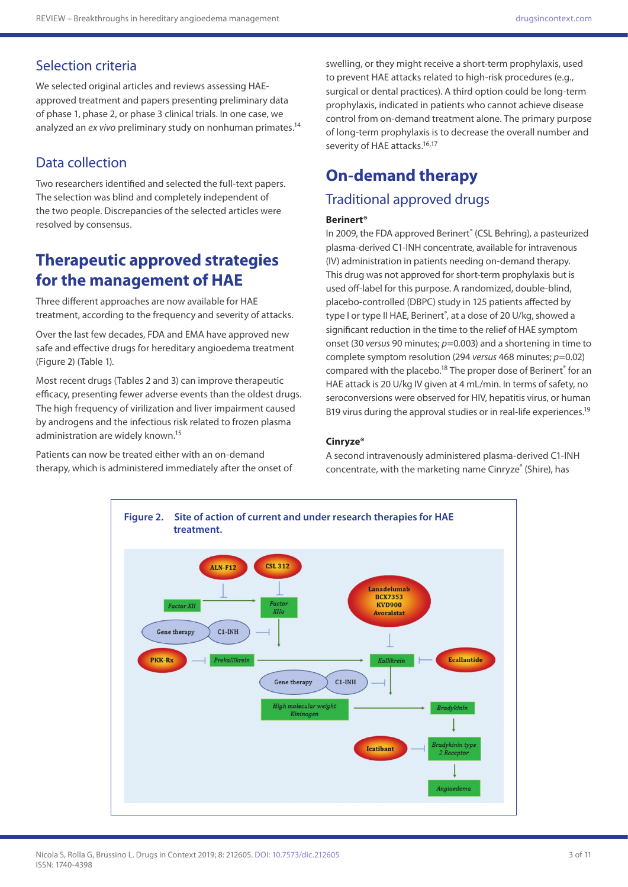## Selection criteria

We selected original articles and reviews assessing HAE-approved treatment and papers presenting preliminary data of phase 1, phase 2, or phase 3 clinical trials. In one case, we analyzed an *ex vivo* preliminary study on nonhuman primates.[14]

## Data collection

Two researchers identified and selected the full-text papers. The selection was blind and completely independent of the two people. Discrepancies of the selected articles were resolved by consensus.

# Therapeutic approved strategies for the management of HAE

Three different approaches are now available for HAE treatment, according to the frequency and severity of attacks.

Over the last few decades, FDA and EMA have approved new safe and effective drugs for hereditary angioedema treatment (Figure 2) (Table 1).

Most recent drugs (Tables 2 and 3) can improve therapeutic efficacy, presenting fewer adverse events than the oldest drugs. The high frequency of virilization and liver impairment caused by androgens and the infectious risk related to frozen plasma administration are widely known.[15]

Patients can now be treated either with an on-demand therapy, which is administered immediately after the onset of swelling, or they might receive a short-term prophylaxis, used to prevent HAE attacks related to high-risk procedures (e.g., surgical or dental practices). A third option could be long-term prophylaxis, indicated in patients who cannot achieve disease control from on-demand treatment alone. The primary purpose of long-term prophylaxis is to decrease the overall number and severity of HAE attacks.[16,17]

# On-demand therapy

## Traditional approved drugs

### Berinert®

In 2009, the FDA approved Berinert® (CSL Behring), a pasteurized plasma-derived C1-INH concentrate, available for intravenous (IV) administration in patients needing on-demand therapy. This drug was not approved for short-term prophylaxis but is used off-label for this purpose. A randomized, double-blind, placebo-controlled (DBPC) study in 125 patients affected by type I or type II HAE, Berinert®, at a dose of 20 U/kg, showed a significant reduction in the time to the relief of HAE symptom onset (30 *versus* 90 minutes; $p=0.003$) and a shortening in time to complete symptom resolution (294 *versus* 468 minutes; $p=0.02$) compared with the placebo.[18] The proper dose of Berinert® for an HAE attack is 20 U/kg IV given at 4 mL/min. In terms of safety, no seroconversions were observed for HIV, hepatitis virus, or human B19 virus during the approval studies or in real-life experiences.[19]

### Cinryze®

A second intravenously administered plasma-derived C1-INH concentrate, with the marketing name Cinryze® (Shire), has

**Figure 2.** Site of action of current and under research therapies for HAE treatment.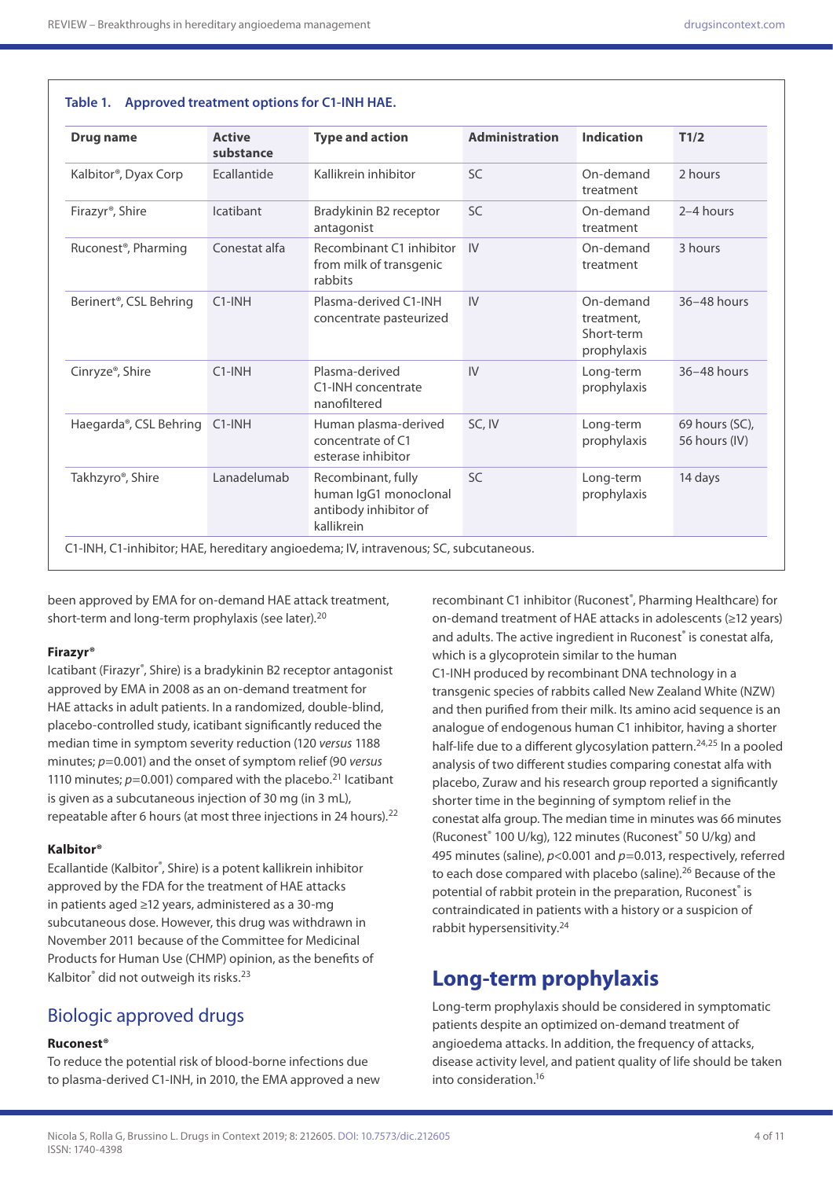**Table 1. Approved treatment options for C1-INH HAE.**

| Drug name | Active substance | Type and action | Administration | Indication | T1/2 |
|---|---|---|---|---|---|
| Kalbitor®, Dyax Corp | Ecallantide | Kallikrein inhibitor | SC | On-demand treatment | 2 hours |
| Firazyr®, Shire | Icatibant | Bradykinin B2 receptor antagonist | SC | On-demand treatment | 2–4 hours |
| Ruconest®, Pharming | Conestat alfa | Recombinant C1 inhibitor from milk of transgenic rabbits | IV | On-demand treatment | 3 hours |
| Berinert®, CSL Behring | C1-INH | Plasma-derived C1-INH concentrate pasteurized | IV | On-demand treatment, Short-term prophylaxis | 36–48 hours |
| Cinryze®, Shire | C1-INH | Plasma-derived C1-INH concentrate nanofiltered | IV | Long-term prophylaxis | 36–48 hours |
| Haegarda®, CSL Behring | C1-INH | Human plasma-derived concentrate of C1 esterase inhibitor | SC, IV | Long-term prophylaxis | 69 hours (SC), 56 hours (IV) |
| Takhzyro®, Shire | Lanadelumab | Recombinant, fully human IgG1 monoclonal antibody inhibitor of kallikrein | SC | Long-term prophylaxis | 14 days |

C1-INH, C1-inhibitor; HAE, hereditary angioedema; IV, intravenous; SC, subcutaneous.

been approved by EMA for on-demand HAE attack treatment, short-term and long-term prophylaxis (see later).[20]

#### Firazyr®

Icatibant (Firazyr®, Shire) is a bradykinin B2 receptor antagonist approved by EMA in 2008 as an on-demand treatment for HAE attacks in adult patients. In a randomized, double-blind, placebo-controlled study, icatibant significantly reduced the median time in symptom severity reduction (120 *versus* 1188 minutes; $p=0.001$) and the onset of symptom relief (90 *versus* 1110 minutes; $p=0.001$) compared with the placebo.[21] Icatibant is given as a subcutaneous injection of 30 mg (in 3 mL), repeatable after 6 hours (at most three injections in 24 hours).[22]

#### Kalbitor®

Ecallantide (Kalbitor®, Shire) is a potent kallikrein inhibitor approved by the FDA for the treatment of HAE attacks in patients aged ≥12 years, administered as a 30-mg subcutaneous dose. However, this drug was withdrawn in November 2011 because of the Committee for Medicinal Products for Human Use (CHMP) opinion, as the benefits of Kalbitor® did not outweigh its risks.[23]

## Biologic approved drugs

#### Ruconest®

To reduce the potential risk of blood-borne infections due to plasma-derived C1-INH, in 2010, the EMA approved a new recombinant C1 inhibitor (Ruconest®, Pharming Healthcare) for on-demand treatment of HAE attacks in adolescents (≥12 years) and adults. The active ingredient in Ruconest® is conestat alfa, which is a glycoprotein similar to the human C1-INH produced by recombinant DNA technology in a transgenic species of rabbits called New Zealand White (NZW) and then purified from their milk. Its amino acid sequence is an analogue of endogenous human C1 inhibitor, having a shorter half-life due to a different glycosylation pattern.[24,25] In a pooled analysis of two different studies comparing conestat alfa with placebo, Zuraw and his research group reported a significantly shorter time in the beginning of symptom relief in the conestat alfa group. The median time in minutes was 66 minutes (Ruconest® 100 U/kg), 122 minutes (Ruconest® 50 U/kg) and 495 minutes (saline), $p<0.001$ and $p=0.013$, respectively, referred to each dose compared with placebo (saline).[26] Because of the potential of rabbit protein in the preparation, Ruconest® is contraindicated in patients with a history or a suspicion of rabbit hypersensitivity.[24]

## Long-term prophylaxis

Long-term prophylaxis should be considered in symptomatic patients despite an optimized on-demand treatment of angioedema attacks. In addition, the frequency of attacks, disease activity level, and patient quality of life should be taken into consideration.[16]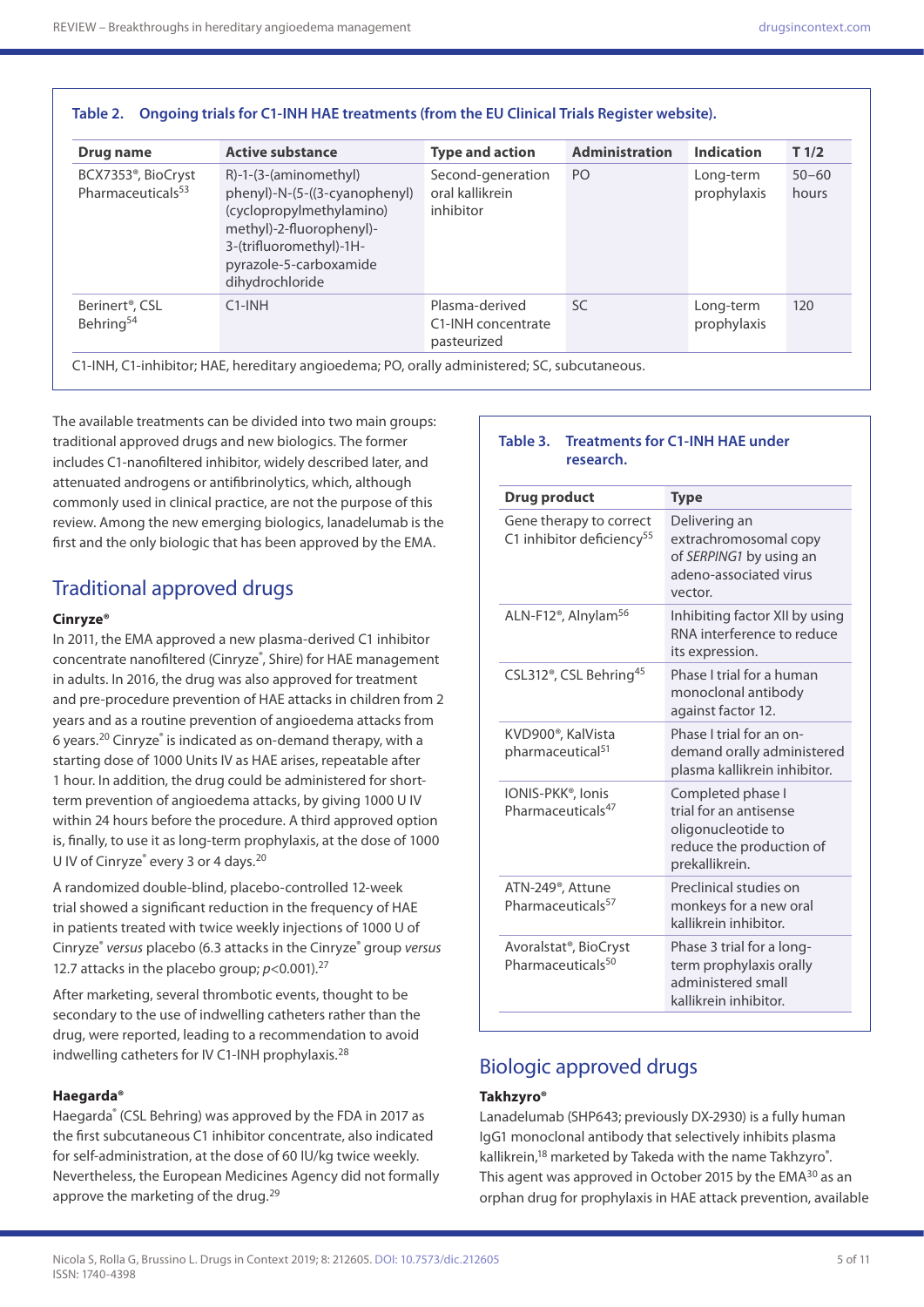**Table 2. Ongoing trials for C1-INH HAE treatments (from the EU Clinical Trials Register website).**

| Drug name | Active substance | Type and action | Administration | Indication | T 1/2 |
|---|---|---|---|---|---|
| BCX7353®, BioCryst Pharmaceuticals[53] | R)-1-(3-(aminomethyl) phenyl)-N-(5-((3-cyanophenyl) (cyclopropylmethylamino) methyl)-2-fluorophenyl)-3-(trifluoromethyl)-1H-pyrazole-5-carboxamide dihydrochloride | Second-generation oral kallikrein inhibitor | PO | Long-term prophylaxis | 50–60 hours |
| Berinert®, CSL Behring[54] | C1-INH | Plasma-derived C1-INH concentrate pasteurized | SC | Long-term prophylaxis | 120 |

C1-INH, C1-inhibitor; HAE, hereditary angioedema; PO, orally administered; SC, subcutaneous.

The available treatments can be divided into two main groups: traditional approved drugs and new biologics. The former includes C1-nanofiltered inhibitor, widely described later, and attenuated androgens or antifibrinolytics, which, although commonly used in clinical practice, are not the purpose of this review. Among the new emerging biologics, lanadelumab is the first and the only biologic that has been approved by the EMA.

## Traditional approved drugs

**Cinryze®**

In 2011, the EMA approved a new plasma-derived C1 inhibitor concentrate nanofiltered (Cinryze®, Shire) for HAE management in adults. In 2016, the drug was also approved for treatment and pre-procedure prevention of HAE attacks in children from 2 years and as a routine prevention of angioedema attacks from 6 years.[20] Cinryze® is indicated as on-demand therapy, with a starting dose of 1000 Units IV as HAE arises, repeatable after 1 hour. In addition, the drug could be administered for short-term prevention of angioedema attacks, by giving 1000 U IV within 24 hours before the procedure. A third approved option is, finally, to use it as long-term prophylaxis, at the dose of 1000 U IV of Cinryze® every 3 or 4 days.[20]

A randomized double-blind, placebo-controlled 12-week trial showed a significant reduction in the frequency of HAE in patients treated with twice weekly injections of 1000 U of Cinryze® *versus* placebo (6.3 attacks in the Cinryze® group *versus* 12.7 attacks in the placebo group; $p<0.001$).[27]

After marketing, several thrombotic events, thought to be secondary to the use of indwelling catheters rather than the drug, were reported, leading to a recommendation to avoid indwelling catheters for IV C1-INH prophylaxis.[28]

**Haegarda®**

Haegarda® (CSL Behring) was approved by the FDA in 2017 as the first subcutaneous C1 inhibitor concentrate, also indicated for self-administration, at the dose of 60 IU/kg twice weekly. Nevertheless, the European Medicines Agency did not formally approve the marketing of the drug.[29]

**Table 3. Treatments for C1-INH HAE under research.**

| Drug product | Type |
|---|---|
| Gene therapy to correct C1 inhibitor deficiency[55] | Delivering an extrachromosomal copy of *SERPING1* by using an adeno-associated virus vector. |
| ALN-F12®, Alnylam[56] | Inhibiting factor XII by using RNA interference to reduce its expression. |
| CSL312®, CSL Behring[45] | Phase I trial for a human monoclonal antibody against factor 12. |
| KVD900®, KalVista pharmaceutical[51] | Phase I trial for an on-demand orally administered plasma kallikrein inhibitor. |
| IONIS-PKK®, Ionis Pharmaceuticals[47] | Completed phase I trial for an antisense oligonucleotide to reduce the production of prekallikrein. |
| ATN-249®, Attune Pharmaceuticals[57] | Preclinical studies on monkeys for a new oral kallikrein inhibitor. |
| Avoralstat®, BioCryst Pharmaceuticals[50] | Phase 3 trial for a long-term prophylaxis orally administered small kallikrein inhibitor. |

## Biologic approved drugs

**Takhzyro®**

Lanadelumab (SHP643; previously DX-2930) is a fully human IgG1 monoclonal antibody that selectively inhibits plasma kallikrein,[18] marketed by Takeda with the name Takhzyro®. This agent was approved in October 2015 by the EMA[30] as an orphan drug for prophylaxis in HAE attack prevention, available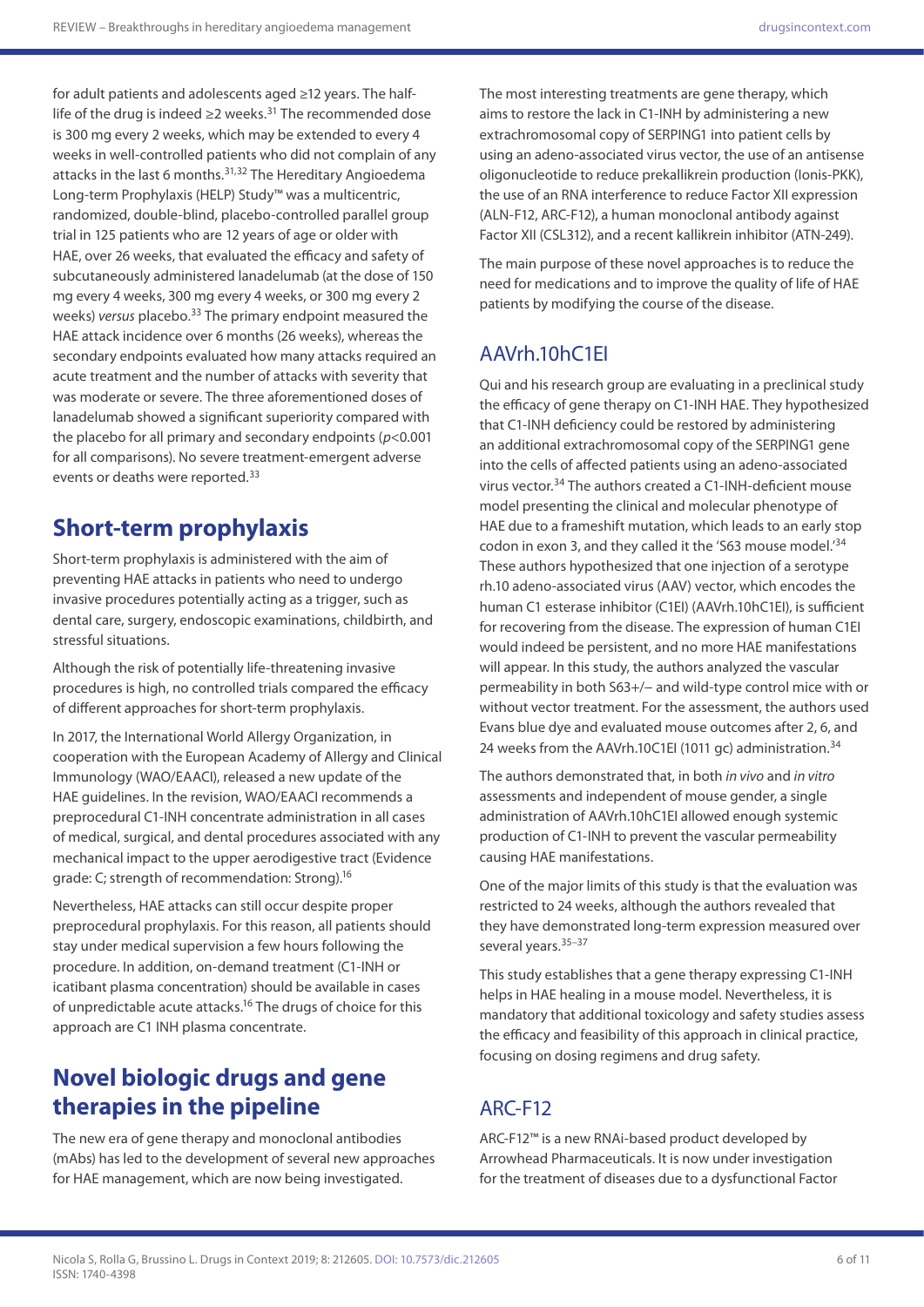for adult patients and adolescents aged ≥12 years. The half-life of the drug is indeed ≥2 weeks.[31] The recommended dose is 300 mg every 2 weeks, which may be extended to every 4 weeks in well-controlled patients who did not complain of any attacks in the last 6 months.[31,32] The Hereditary Angioedema Long-term Prophylaxis (HELP) Study™ was a multicentric, randomized, double-blind, placebo-controlled parallel group trial in 125 patients who are 12 years of age or older with HAE, over 26 weeks, that evaluated the efficacy and safety of subcutaneously administered lanadelumab (at the dose of 150 mg every 4 weeks, 300 mg every 4 weeks, or 300 mg every 2 weeks) *versus* placebo.[33] The primary endpoint measured the HAE attack incidence over 6 months (26 weeks), whereas the secondary endpoints evaluated how many attacks required an acute treatment and the number of attacks with severity that was moderate or severe. The three aforementioned doses of lanadelumab showed a significant superiority compared with the placebo for all primary and secondary endpoints ($p<0.001$ for all comparisons). No severe treatment-emergent adverse events or deaths were reported.[33]

## Short-term prophylaxis

Short-term prophylaxis is administered with the aim of preventing HAE attacks in patients who need to undergo invasive procedures potentially acting as a trigger, such as dental care, surgery, endoscopic examinations, childbirth, and stressful situations.

Although the risk of potentially life-threatening invasive procedures is high, no controlled trials compared the efficacy of different approaches for short-term prophylaxis.

In 2017, the International World Allergy Organization, in cooperation with the European Academy of Allergy and Clinical Immunology (WAO/EAACI), released a new update of the HAE guidelines. In the revision, WAO/EAACI recommends a preprocedural C1-INH concentrate administration in all cases of medical, surgical, and dental procedures associated with any mechanical impact to the upper aerodigestive tract (Evidence grade: C; strength of recommendation: Strong).[16]

Nevertheless, HAE attacks can still occur despite proper preprocedural prophylaxis. For this reason, all patients should stay under medical supervision a few hours following the procedure. In addition, on-demand treatment (C1-INH or icatibant plasma concentration) should be available in cases of unpredictable acute attacks.[16] The drugs of choice for this approach are C1 INH plasma concentrate.

## Novel biologic drugs and gene therapies in the pipeline

The new era of gene therapy and monoclonal antibodies (mAbs) has led to the development of several new approaches for HAE management, which are now being investigated.

The most interesting treatments are gene therapy, which aims to restore the lack in C1-INH by administering a new extrachromosomal copy of SERPING1 into patient cells by using an adeno-associated virus vector, the use of an antisense oligonucleotide to reduce prekallikrein production (Ionis-PKK), the use of an RNA interference to reduce Factor XII expression (ALN-F12, ARC-F12), a human monoclonal antibody against Factor XII (CSL312), and a recent kallikrein inhibitor (ATN-249).

The main purpose of these novel approaches is to reduce the need for medications and to improve the quality of life of HAE patients by modifying the course of the disease.

### AAVrh.10hC1EI

Qui and his research group are evaluating in a preclinical study the efficacy of gene therapy on C1-INH HAE. They hypothesized that C1-INH deficiency could be restored by administering an additional extrachromosomal copy of the SERPING1 gene into the cells of affected patients using an adeno-associated virus vector.[34] The authors created a C1-INH-deficient mouse model presenting the clinical and molecular phenotype of HAE due to a frameshift mutation, which leads to an early stop codon in exon 3, and they called it the 'S63 mouse model.'[34] These authors hypothesized that one injection of a serotype rh.10 adeno-associated virus (AAV) vector, which encodes the human C1 esterase inhibitor (C1EI) (AAVrh.10hC1EI), is sufficient for recovering from the disease. The expression of human C1EI would indeed be persistent, and no more HAE manifestations will appear. In this study, the authors analyzed the vascular permeability in both S63+/– and wild-type control mice with or without vector treatment. For the assessment, the authors used Evans blue dye and evaluated mouse outcomes after 2, 6, and 24 weeks from the AAVrh.10C1EI ($10^{11}$ gc) administration.[34]

The authors demonstrated that, in both *in vivo* and *in vitro* assessments and independent of mouse gender, a single administration of AAVrh.10hC1EI allowed enough systemic production of C1-INH to prevent the vascular permeability causing HAE manifestations.

One of the major limits of this study is that the evaluation was restricted to 24 weeks, although the authors revealed that they have demonstrated long-term expression measured over several years.[35–37]

This study establishes that a gene therapy expressing C1-INH helps in HAE healing in a mouse model. Nevertheless, it is mandatory that additional toxicology and safety studies assess the efficacy and feasibility of this approach in clinical practice, focusing on dosing regimens and drug safety.

### ARC-F12

ARC-F12™ is a new RNAi-based product developed by Arrowhead Pharmaceuticals. It is now under investigation for the treatment of diseases due to a dysfunctional Factor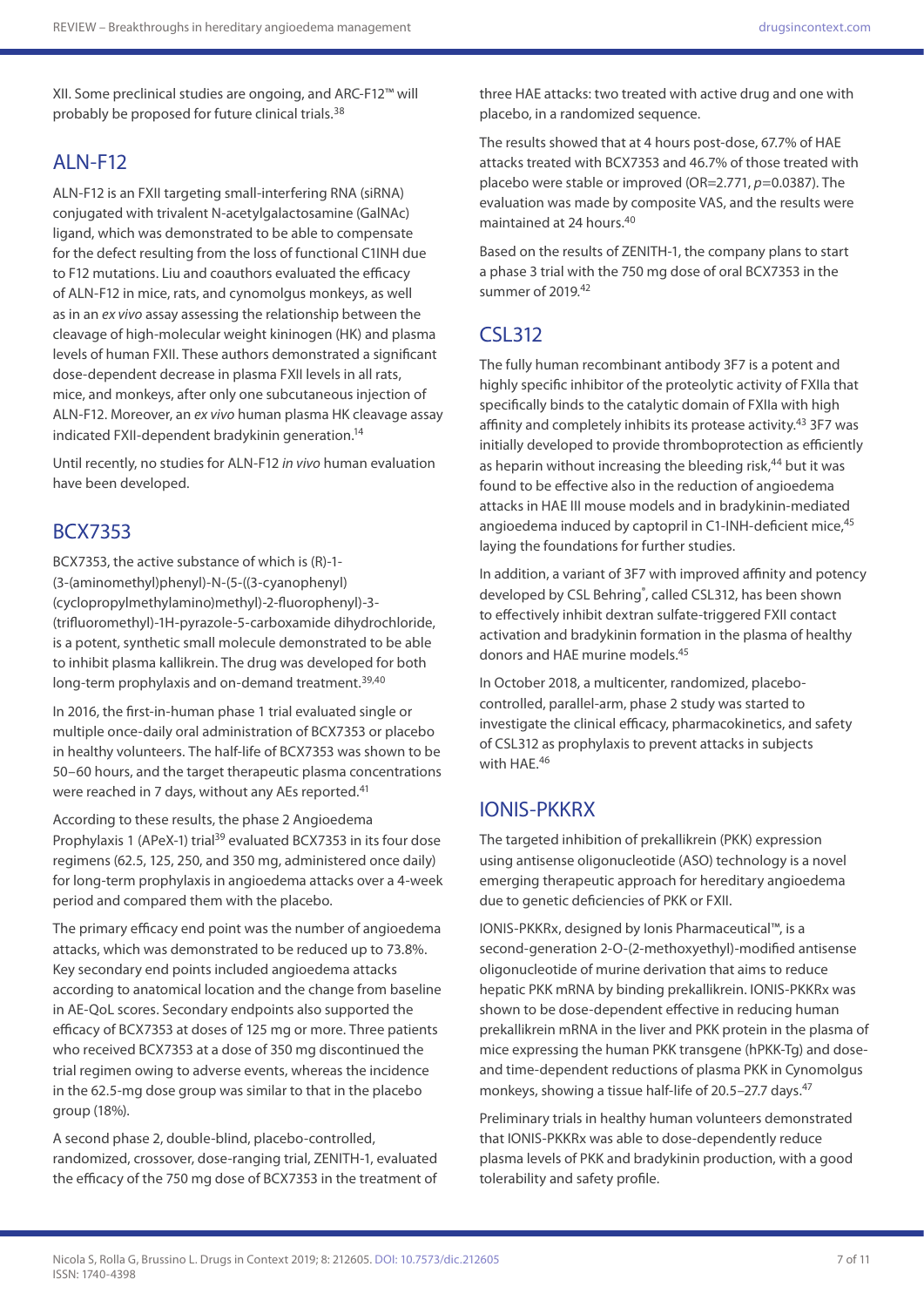XII. Some preclinical studies are ongoing, and ARC-F12™ will probably be proposed for future clinical trials.[38]

## ALN-F12

ALN-F12 is an FXII targeting small-interfering RNA (siRNA) conjugated with trivalent N-acetylgalactosamine (GalNAc) ligand, which was demonstrated to be able to compensate for the defect resulting from the loss of functional C1INH due to F12 mutations. Liu and coauthors evaluated the efficacy of ALN-F12 in mice, rats, and cynomolgus monkeys, as well as in an *ex vivo* assay assessing the relationship between the cleavage of high-molecular weight kininogen (HK) and plasma levels of human FXII. These authors demonstrated a significant dose-dependent decrease in plasma FXII levels in all rats, mice, and monkeys, after only one subcutaneous injection of ALN-F12. Moreover, an *ex vivo* human plasma HK cleavage assay indicated FXII-dependent bradykinin generation.[14]

Until recently, no studies for ALN-F12 *in vivo* human evaluation have been developed.

## BCX7353

BCX7353, the active substance of which is (R)-1-(3-(aminomethyl)phenyl)-N-(5-((3-cyanophenyl)(cyclopropylmethylamino)methyl)-2-fluorophenyl)-3-(trifluoromethyl)-1H-pyrazole-5-carboxamide dihydrochloride, is a potent, synthetic small molecule demonstrated to be able to inhibit plasma kallikrein. The drug was developed for both long-term prophylaxis and on-demand treatment.[39,40]

In 2016, the first-in-human phase 1 trial evaluated single or multiple once-daily oral administration of BCX7353 or placebo in healthy volunteers. The half-life of BCX7353 was shown to be 50–60 hours, and the target therapeutic plasma concentrations were reached in 7 days, without any AEs reported.[41]

According to these results, the phase 2 Angioedema Prophylaxis 1 (APeX-1) trial[39] evaluated BCX7353 in its four dose regimens (62.5, 125, 250, and 350 mg, administered once daily) for long-term prophylaxis in angioedema attacks over a 4-week period and compared them with the placebo.

The primary efficacy end point was the number of angioedema attacks, which was demonstrated to be reduced up to 73.8%. Key secondary end points included angioedema attacks according to anatomical location and the change from baseline in AE-QoL scores. Secondary endpoints also supported the efficacy of BCX7353 at doses of 125 mg or more. Three patients who received BCX7353 at a dose of 350 mg discontinued the trial regimen owing to adverse events, whereas the incidence in the 62.5-mg dose group was similar to that in the placebo group (18%).

A second phase 2, double-blind, placebo-controlled, randomized, crossover, dose-ranging trial, ZENITH-1, evaluated the efficacy of the 750 mg dose of BCX7353 in the treatment of three HAE attacks: two treated with active drug and one with placebo, in a randomized sequence.

The results showed that at 4 hours post-dose, 67.7% of HAE attacks treated with BCX7353 and 46.7% of those treated with placebo were stable or improved (OR=2.771, $p$=0.0387). The evaluation was made by composite VAS, and the results were maintained at 24 hours.[40]

Based on the results of ZENITH-1, the company plans to start a phase 3 trial with the 750 mg dose of oral BCX7353 in the summer of 2019.[42]

## CSL312

The fully human recombinant antibody 3F7 is a potent and highly specific inhibitor of the proteolytic activity of FXIIa that specifically binds to the catalytic domain of FXIIa with high affinity and completely inhibits its protease activity.[43] 3F7 was initially developed to provide thromboprotection as efficiently as heparin without increasing the bleeding risk,[44] but it was found to be effective also in the reduction of angioedema attacks in HAE III mouse models and in bradykinin-mediated angioedema induced by captopril in C1-INH-deficient mice,[45] laying the foundations for further studies.

In addition, a variant of 3F7 with improved affinity and potency developed by CSL Behring®, called CSL312, has been shown to effectively inhibit dextran sulfate-triggered FXII contact activation and bradykinin formation in the plasma of healthy donors and HAE murine models.[45]

In October 2018, a multicenter, randomized, placebo-controlled, parallel-arm, phase 2 study was started to investigate the clinical efficacy, pharmacokinetics, and safety of CSL312 as prophylaxis to prevent attacks in subjects with HAE.[46]

## IONIS-PKKRX

The targeted inhibition of prekallikrein (PKK) expression using antisense oligonucleotide (ASO) technology is a novel emerging therapeutic approach for hereditary angioedema due to genetic deficiencies of PKK or FXII.

IONIS-PKKRx, designed by Ionis Pharmaceutical™, is a second-generation 2-O-(2-methoxyethyl)-modified antisense oligonucleotide of murine derivation that aims to reduce hepatic PKK mRNA by binding prekallikrein. IONIS-PKKRx was shown to be dose-dependent effective in reducing human prekallikrein mRNA in the liver and PKK protein in the plasma of mice expressing the human PKK transgene (hPKK-Tg) and dose- and time-dependent reductions of plasma PKK in Cynomolgus monkeys, showing a tissue half-life of 20.5–27.7 days.[47]

Preliminary trials in healthy human volunteers demonstrated that IONIS-PKKRx was able to dose-dependently reduce plasma levels of PKK and bradykinin production, with a good tolerability and safety profile.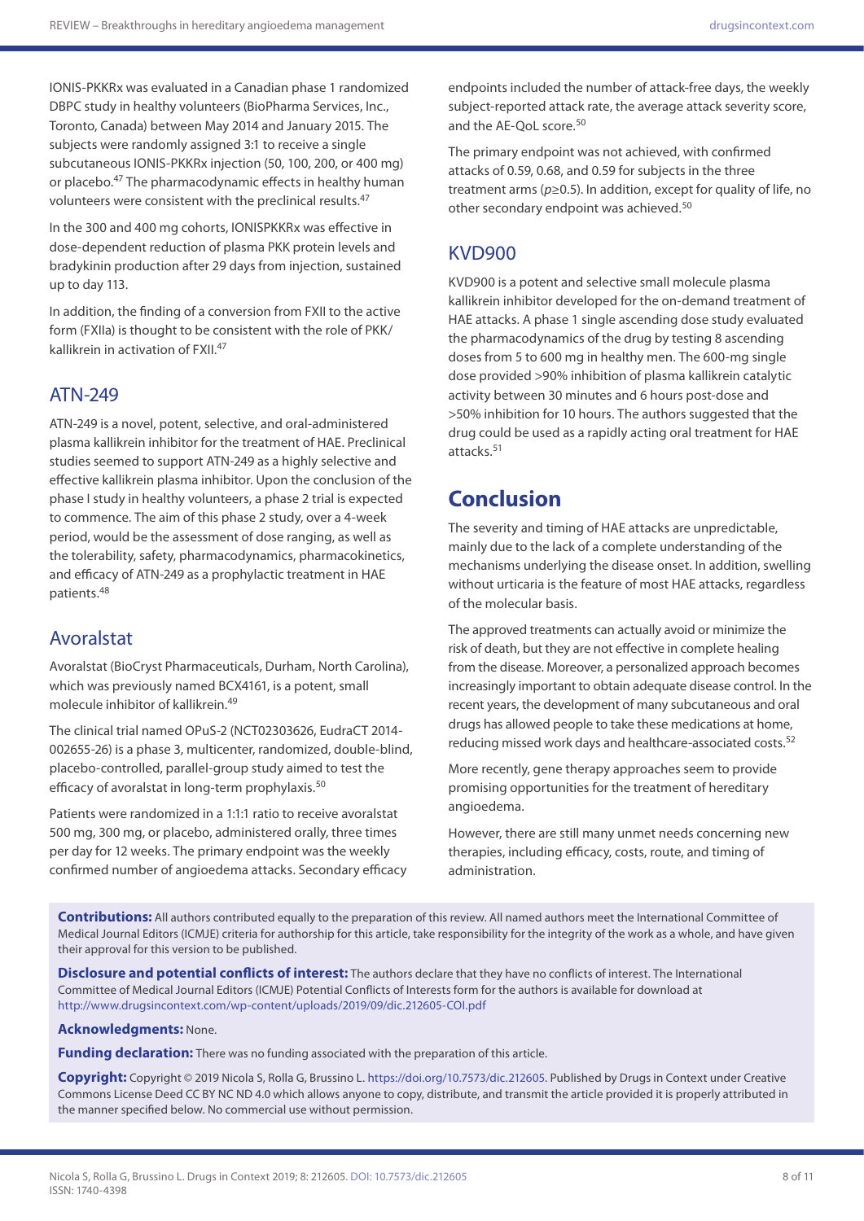IONIS-PKKRx was evaluated in a Canadian phase 1 randomized DBPC study in healthy volunteers (BioPharma Services, Inc., Toronto, Canada) between May 2014 and January 2015. The subjects were randomly assigned 3:1 to receive a single subcutaneous IONIS-PKKRx injection (50, 100, 200, or 400 mg) or placebo.[47] The pharmacodynamic effects in healthy human volunteers were consistent with the preclinical results.[47]

In the 300 and 400 mg cohorts, IONISPKKRx was effective in dose-dependent reduction of plasma PKK protein levels and bradykinin production after 29 days from injection, sustained up to day 113.

In addition, the finding of a conversion from FXII to the active form (FXIIa) is thought to be consistent with the role of PKK/kallikrein in activation of FXII.[47]

## ATN-249

ATN-249 is a novel, potent, selective, and oral-administered plasma kallikrein inhibitor for the treatment of HAE. Preclinical studies seemed to support ATN-249 as a highly selective and effective kallikrein plasma inhibitor. Upon the conclusion of the phase I study in healthy volunteers, a phase 2 trial is expected to commence. The aim of this phase 2 study, over a 4-week period, would be the assessment of dose ranging, as well as the tolerability, safety, pharmacodynamics, pharmacokinetics, and efficacy of ATN-249 as a prophylactic treatment in HAE patients.[48]

## Avoralstat

Avoralstat (BioCryst Pharmaceuticals, Durham, North Carolina), which was previously named BCX4161, is a potent, small molecule inhibitor of kallikrein.[49]

The clinical trial named OPuS-2 (NCT02303626, EudraCT 2014-002655-26) is a phase 3, multicenter, randomized, double-blind, placebo-controlled, parallel-group study aimed to test the efficacy of avoralstat in long-term prophylaxis.[50]

Patients were randomized in a 1:1:1 ratio to receive avoralstat 500 mg, 300 mg, or placebo, administered orally, three times per day for 12 weeks. The primary endpoint was the weekly confirmed number of angioedema attacks. Secondary efficacy endpoints included the number of attack-free days, the weekly subject-reported attack rate, the average attack severity score, and the AE-QoL score.[50]

The primary endpoint was not achieved, with confirmed attacks of 0.59, 0.68, and 0.59 for subjects in the three treatment arms ($p \geq 0.5$). In addition, except for quality of life, no other secondary endpoint was achieved.[50]

## KVD900

KVD900 is a potent and selective small molecule plasma kallikrein inhibitor developed for the on-demand treatment of HAE attacks. A phase 1 single ascending dose study evaluated the pharmacodynamics of the drug by testing 8 ascending doses from 5 to 600 mg in healthy men. The 600-mg single dose provided >90% inhibition of plasma kallikrein catalytic activity between 30 minutes and 6 hours post-dose and >50% inhibition for 10 hours. The authors suggested that the drug could be used as a rapidly acting oral treatment for HAE attacks.[51]

# Conclusion

The severity and timing of HAE attacks are unpredictable, mainly due to the lack of a complete understanding of the mechanisms underlying the disease onset. In addition, swelling without urticaria is the feature of most HAE attacks, regardless of the molecular basis.

The approved treatments can actually avoid or minimize the risk of death, but they are not effective in complete healing from the disease. Moreover, a personalized approach becomes increasingly important to obtain adequate disease control. In the recent years, the development of many subcutaneous and oral drugs has allowed people to take these medications at home, reducing missed work days and healthcare-associated costs.[52]

More recently, gene therapy approaches seem to provide promising opportunities for the treatment of hereditary angioedema.

However, there are still many unmet needs concerning new therapies, including efficacy, costs, route, and timing of administration.

**Contributions:** All authors contributed equally to the preparation of this review. All named authors meet the International Committee of Medical Journal Editors (ICMJE) criteria for authorship for this article, take responsibility for the integrity of the work as a whole, and have given their approval for this version to be published.

**Disclosure and potential conflicts of interest:** The authors declare that they have no conflicts of interest. The International Committee of Medical Journal Editors (ICMJE) Potential Conflicts of Interests form for the authors is available for download at http://www.drugsincontext.com/wp-content/uploads/2019/09/dic.212605-COI.pdf

**Acknowledgments:** None.

**Funding declaration:** There was no funding associated with the preparation of this article.

**Copyright:** Copyright © 2019 Nicola S, Rolla G, Brussino L. https://doi.org/10.7573/dic.212605. Published by Drugs in Context under Creative Commons License Deed CC BY NC ND 4.0 which allows anyone to copy, distribute, and transmit the article provided it is properly attributed in the manner specified below. No commercial use without permission.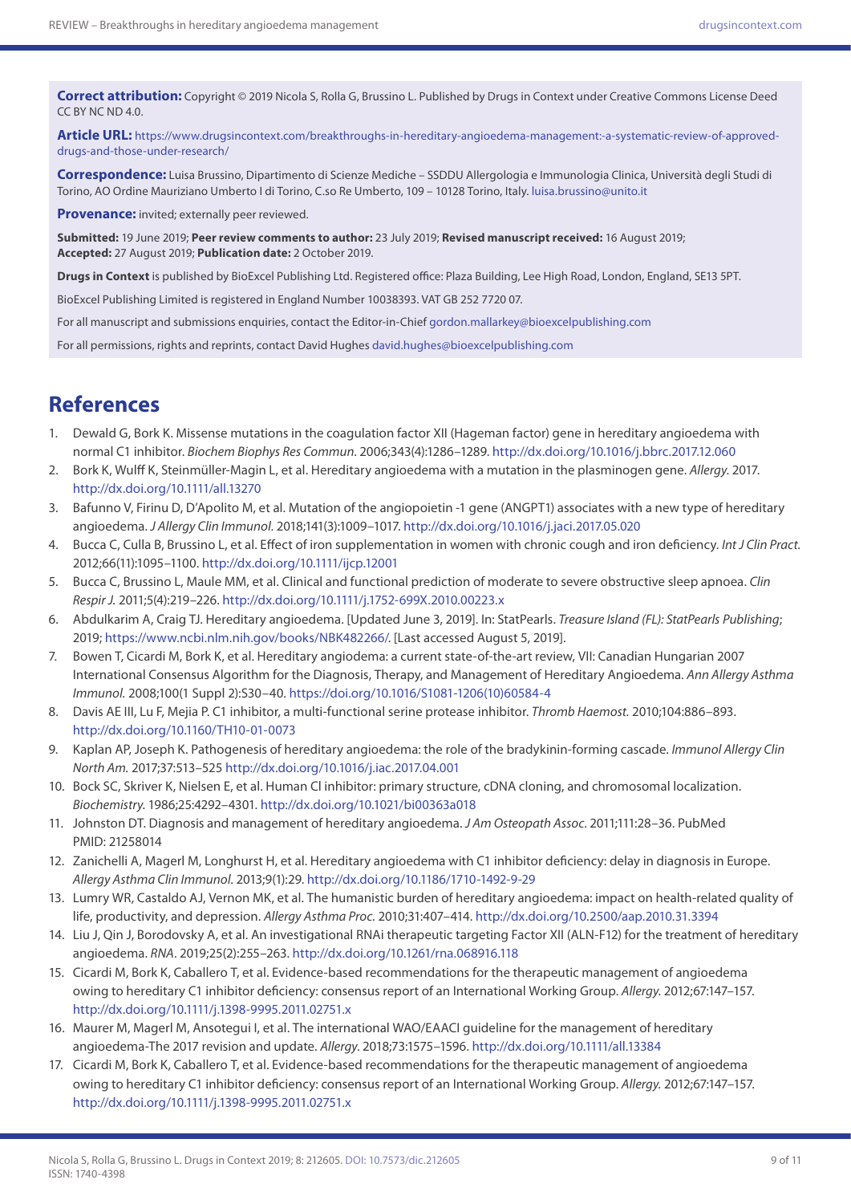**Correct attribution:** Copyright © 2019 Nicola S, Rolla G, Brussino L. Published by Drugs in Context under Creative Commons License Deed CC BY NC ND 4.0.

**Article URL:** https://www.drugsincontext.com/breakthroughs-in-hereditary-angioedema-management:-a-systematic-review-of-approved-drugs-and-those-under-research/

**Correspondence:** Luisa Brussino, Dipartimento di Scienze Mediche – SSDDU Allergologia e Immunologia Clinica, Università degli Studi di Torino, AO Ordine Mauriziano Umberto I di Torino, C.so Re Umberto, 109 – 10128 Torino, Italy. luisa.brussino@unito.it

**Provenance:** invited; externally peer reviewed.

**Submitted:** 19 June 2019; **Peer review comments to author:** 23 July 2019; **Revised manuscript received:** 16 August 2019; **Accepted:** 27 August 2019; **Publication date:** 2 October 2019.

**Drugs in Context** is published by BioExcel Publishing Ltd. Registered office: Plaza Building, Lee High Road, London, England, SE13 5PT.

BioExcel Publishing Limited is registered in England Number 10038393. VAT GB 252 7720 07.

For all manuscript and submissions enquiries, contact the Editor-in-Chief gordon.mallarkey@bioexcelpublishing.com

For all permissions, rights and reprints, contact David Hughes david.hughes@bioexcelpublishing.com

## References

1. Dewald G, Bork K. Missense mutations in the coagulation factor XII (Hageman factor) gene in hereditary angioedema with normal C1 inhibitor. *Biochem Biophys Res Commun.* 2006;343(4):1286–1289. http://dx.doi.org/10.1016/j.bbrc.2017.12.060
2. Bork K, Wulff K, Steinmüller-Magin L, et al. Hereditary angioedema with a mutation in the plasminogen gene. *Allergy.* 2017. http://dx.doi.org/10.1111/all.13270
3. Bafunno V, Firinu D, D'Apolito M, et al. Mutation of the angiopoietin -1 gene (ANGPT1) associates with a new type of hereditary angioedema. *J Allergy Clin Immunol.* 2018;141(3):1009–1017. http://dx.doi.org/10.1016/j.jaci.2017.05.020
4. Bucca C, Culla B, Brussino L, et al. Effect of iron supplementation in women with chronic cough and iron deficiency. *Int J Clin Pract.* 2012;66(11):1095–1100. http://dx.doi.org/10.1111/ijcp.12001
5. Bucca C, Brussino L, Maule MM, et al. Clinical and functional prediction of moderate to severe obstructive sleep apnoea. *Clin Respir J.* 2011;5(4):219–226. http://dx.doi.org/10.1111/j.1752-699X.2010.00223.x
6. Abdulkarim A, Craig TJ. Hereditary angioedema. [Updated June 3, 2019]. In: StatPearls. *Treasure Island (FL): StatPearls Publishing*; 2019; https://www.ncbi.nlm.nih.gov/books/NBK482266/. [Last accessed August 5, 2019].
7. Bowen T, Cicardi M, Bork K, et al. Hereditary angiodema: a current state-of-the-art review, VII: Canadian Hungarian 2007 International Consensus Algorithm for the Diagnosis, Therapy, and Management of Hereditary Angioedema. *Ann Allergy Asthma Immunol.* 2008;100(1 Suppl 2):S30–40. https://doi.org/10.1016/S1081-1206(10)60584-4
8. Davis AE III, Lu F, Mejia P. C1 inhibitor, a multi-functional serine protease inhibitor. *Thromb Haemost.* 2010;104:886–893. http://dx.doi.org/10.1160/TH10-01-0073
9. Kaplan AP, Joseph K. Pathogenesis of hereditary angioedema: the role of the bradykinin-forming cascade. *Immunol Allergy Clin North Am.* 2017;37:513–525 http://dx.doi.org/10.1016/j.iac.2017.04.001
10. Bock SC, Skriver K, Nielsen E, et al. Human Cl inhibitor: primary structure, cDNA cloning, and chromosomal localization. *Biochemistry.* 1986;25:4292–4301. http://dx.doi.org/10.1021/bi00363a018
11. Johnston DT. Diagnosis and management of hereditary angioedema. *J Am Osteopath Assoc.* 2011;111:28–36. PubMed PMID: 21258014
12. Zanichelli A, Magerl M, Longhurst H, et al. Hereditary angioedema with C1 inhibitor deficiency: delay in diagnosis in Europe. *Allergy Asthma Clin Immunol.* 2013;9(1):29. http://dx.doi.org/10.1186/1710-1492-9-29
13. Lumry WR, Castaldo AJ, Vernon MK, et al. The humanistic burden of hereditary angioedema: impact on health-related quality of life, productivity, and depression. *Allergy Asthma Proc.* 2010;31:407–414. http://dx.doi.org/10.2500/aap.2010.31.3394
14. Liu J, Qin J, Borodovsky A, et al. An investigational RNAi therapeutic targeting Factor XII (ALN-F12) for the treatment of hereditary angioedema. *RNA.* 2019;25(2):255–263. http://dx.doi.org/10.1261/rna.068916.118
15. Cicardi M, Bork K, Caballero T, et al. Evidence-based recommendations for the therapeutic management of angioedema owing to hereditary C1 inhibitor deficiency: consensus report of an International Working Group. *Allergy.* 2012;67:147–157. http://dx.doi.org/10.1111/j.1398-9995.2011.02751.x
16. Maurer M, Magerl M, Ansotegui I, et al. The international WAO/EAACI guideline for the management of hereditary angioedema-The 2017 revision and update. *Allergy.* 2018;73:1575–1596. http://dx.doi.org/10.1111/all.13384
17. Cicardi M, Bork K, Caballero T, et al. Evidence-based recommendations for the therapeutic management of angioedema owing to hereditary C1 inhibitor deficiency: consensus report of an International Working Group. *Allergy.* 2012;67:147–157. http://dx.doi.org/10.1111/j.1398-9995.2011.02751.x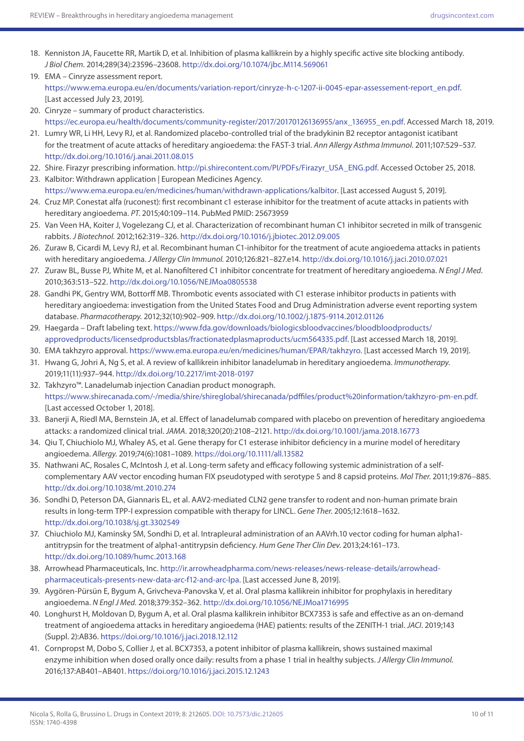18. Kenniston JA, Faucette RR, Martik D, et al. Inhibition of plasma kallikrein by a highly specific active site blocking antibody. *J Biol Chem.* 2014;289(34):23596–23608. http://dx.doi.org/10.1074/jbc.M114.569061
19. EMA – Cinryze assessment report. https://www.ema.europa.eu/en/documents/variation-report/cinryze-h-c-1207-ii-0045-epar-assessement-report_en.pdf. [Last accessed July 23, 2019].
20. Cinryze – summary of product characteristics. https://ec.europa.eu/health/documents/community-register/2017/20170126136955/anx_136955_en.pdf. Accessed March 18, 2019.
21. Lumry WR, Li HH, Levy RJ, et al. Randomized placebo-controlled trial of the bradykinin B2 receptor antagonist icatibant for the treatment of acute attacks of hereditary angioedema: the FAST-3 trial. *Ann Allergy Asthma Immunol.* 2011;107:529–537. http://dx.doi.org/10.1016/j.anai.2011.08.015
22. Shire. Firazyr prescribing information. http://pi.shirecontent.com/PI/PDFs/Firazyr_USA_ENG.pdf. Accessed October 25, 2018.
23. Kalbitor: Withdrawn application | European Medicines Agency. https://www.ema.europa.eu/en/medicines/human/withdrawn-applications/kalbitor. [Last accessed August 5, 2019].
24. Cruz MP. Conestat alfa (ruconest): first recombinant c1 esterase inhibitor for the treatment of acute attacks in patients with hereditary angioedema. *PT.* 2015;40:109–114. PubMed PMID: 25673959
25. Van Veen HA, Koiter J, Vogelezang CJ, et al. Characterization of recombinant human C1 inhibitor secreted in milk of transgenic rabbits. *J Biotechnol.* 2012;162:319–326. http://dx.doi.org/10.1016/j.jbiotec.2012.09.005
26. Zuraw B, Cicardi M, Levy RJ, et al. Recombinant human C1-inhibitor for the treatment of acute angioedema attacks in patients with hereditary angioedema. *J Allergy Clin Immunol.* 2010;126:821–827.e14. http://dx.doi.org/10.1016/j.jaci.2010.07.021
27. Zuraw BL, Busse PJ, White M, et al. Nanofiltered C1 inhibitor concentrate for treatment of hereditary angioedema. *N Engl J Med*. 2010;363:513–522. http://dx.doi.org/10.1056/NEJMoa0805538
28. Gandhi PK, Gentry WM, Bottorff MB. Thrombotic events associated with C1 esterase inhibitor products in patients with hereditary angioedema: investigation from the United States Food and Drug Administration adverse event reporting system database. *Pharmacotherapy.* 2012;32(10):902–909. http://dx.doi.org/10.1002/j.1875-9114.2012.01126
29. Haegarda – Draft labeling text. https://www.fda.gov/downloads/biologicsbloodvaccines/bloodbloodproducts/approvedproducts/licensedproductsblas/fractionatedplasmaproducts/ucm564335.pdf. [Last accessed March 18, 2019].
30. EMA takhzyro approval. https://www.ema.europa.eu/en/medicines/human/EPAR/takhzyro. [Last accessed March 19, 2019].
31. Hwang G, Johri A, Ng S, et al. A review of kallikrein inhibitor lanadelumab in hereditary angioedema. *Immunotherapy.* 2019;11(11):937–944. http://dx.doi.org/10.2217/imt-2018-0197
32. Takhzyro™. Lanadelumab injection Canadian product monograph. https://www.shirecanada.com/-/media/shire/shireglobal/shirecanada/pdffiles/product%20information/takhzyro-pm-en.pdf. [Last accessed October 1, 2018].
33. Banerji A, Riedl MA, Bernstein JA, et al. Effect of lanadelumab compared with placebo on prevention of hereditary angioedema attacks: a randomized clinical trial. *JAMA.* 2018;320(20):2108–2121. http://dx.doi.org/10.1001/jama.2018.16773
34. Qiu T, Chiuchiolo MJ, Whaley AS, et al. Gene therapy for C1 esterase inhibitor deficiency in a murine model of hereditary angioedema. *Allergy.* 2019;74(6):1081–1089. https://doi.org/10.1111/all.13582
35. Nathwani AC, Rosales C, McIntosh J, et al. Long-term safety and efficacy following systemic administration of a self-complementary AAV vector encoding human FIX pseudotyped with serotype 5 and 8 capsid proteins. *Mol Ther.* 2011;19:876–885. http://dx.doi.org/10.1038/mt.2010.274
36. Sondhi D, Peterson DA, Giannaris EL, et al. AAV2-mediated CLN2 gene transfer to rodent and non-human primate brain results in long-term TPP-I expression compatible with therapy for LINCL. *Gene Ther.* 2005;12:1618–1632. http://dx.doi.org/10.1038/sj.gt.3302549
37. Chiuchiolo MJ, Kaminsky SM, Sondhi D, et al. Intrapleural administration of an AAVrh.10 vector coding for human alpha1-antitrypsin for the treatment of alpha1-antitrypsin deficiency. *Hum Gene Ther Clin Dev.* 2013;24:161–173. http://dx.doi.org/10.1089/humc.2013.168
38. Arrowhead Pharmaceuticals, Inc. http://ir.arrowheadpharma.com/news-releases/news-release-details/arrowhead-pharmaceuticals-presents-new-data-arc-f12-and-arc-lpa. [Last accessed June 8, 2019].
39. Aygören-Pürsün E, Bygum A, Grivcheva-Panovska V, et al. Oral plasma kallikrein inhibitor for prophylaxis in hereditary angioedema. *N Engl J Med.* 2018;379:352–362. http://dx.doi.org/10.1056/NEJMoa1716995
40. Longhurst H, Moldovan D, Bygum A, et al. Oral plasma kallikrein inhibitor BCX7353 is safe and effective as an on-demand treatment of angioedema attacks in hereditary angioedema (HAE) patients: results of the ZENITH-1 trial. *JACI*. 2019;143 (Suppl. 2):AB36. https://doi.org/10.1016/j.jaci.2018.12.112
41. Cornpropst M, Dobo S, Collier J, et al. BCX7353, a potent inhibitor of plasma kallikrein, shows sustained maximal enzyme inhibition when dosed orally once daily: results from a phase 1 trial in healthy subjects. *J Allergy Clin Immunol.* 2016;137:AB401–AB401. https://doi.org/10.1016/j.jaci.2015.12.1243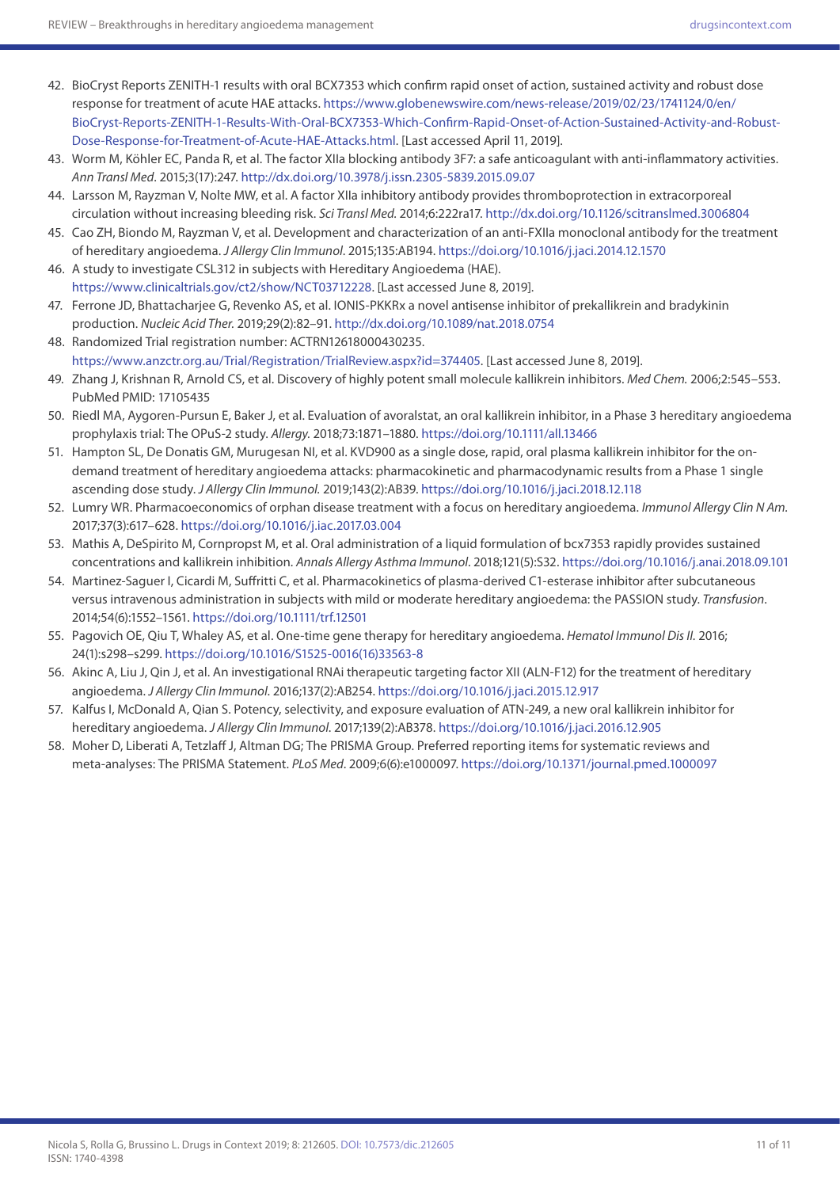42. BioCryst Reports ZENITH-1 results with oral BCX7353 which confirm rapid onset of action, sustained activity and robust dose response for treatment of acute HAE attacks. https://www.globenewswire.com/news-release/2019/02/23/1741124/0/en/BioCryst-Reports-ZENITH-1-Results-With-Oral-BCX7353-Which-Confirm-Rapid-Onset-of-Action-Sustained-Activity-and-Robust-Dose-Response-for-Treatment-of-Acute-HAE-Attacks.html. [Last accessed April 11, 2019].
43. Worm M, Köhler EC, Panda R, et al. The factor XIIa blocking antibody 3F7: a safe anticoagulant with anti-inflammatory activities. *Ann Transl Med*. 2015;3(17):247. http://dx.doi.org/10.3978/j.issn.2305-5839.2015.09.07
44. Larsson M, Rayzman V, Nolte MW, et al. A factor XIIa inhibitory antibody provides thromboprotection in extracorporeal circulation without increasing bleeding risk. *Sci Transl Med*. 2014;6:222ra17. http://dx.doi.org/10.1126/scitranslmed.3006804
45. Cao ZH, Biondo M, Rayzman V, et al. Development and characterization of an anti-FXIIa monoclonal antibody for the treatment of hereditary angioedema. *J Allergy Clin Immunol*. 2015;135:AB194. https://doi.org/10.1016/j.jaci.2014.12.1570
46. A study to investigate CSL312 in subjects with Hereditary Angioedema (HAE). https://www.clinicaltrials.gov/ct2/show/NCT03712228. [Last accessed June 8, 2019].
47. Ferrone JD, Bhattacharjee G, Revenko AS, et al. IONIS-PKKRx a novel antisense inhibitor of prekallikrein and bradykinin production. *Nucleic Acid Ther.* 2019;29(2):82–91. http://dx.doi.org/10.1089/nat.2018.0754
48. Randomized Trial registration number: ACTRN12618000430235. https://www.anzctr.org.au/Trial/Registration/TrialReview.aspx?id=374405. [Last accessed June 8, 2019].
49. Zhang J, Krishnan R, Arnold CS, et al. Discovery of highly potent small molecule kallikrein inhibitors. *Med Chem.* 2006;2:545–553. PubMed PMID: 17105435
50. Riedl MA, Aygoren-Pursun E, Baker J, et al. Evaluation of avoralstat, an oral kallikrein inhibitor, in a Phase 3 hereditary angioedema prophylaxis trial: The OPuS-2 study. *Allergy.* 2018;73:1871–1880. https://doi.org/10.1111/all.13466
51. Hampton SL, De Donatis GM, Murugesan NI, et al. KVD900 as a single dose, rapid, oral plasma kallikrein inhibitor for the on-demand treatment of hereditary angioedema attacks: pharmacokinetic and pharmacodynamic results from a Phase 1 single ascending dose study. *J Allergy Clin Immunol.* 2019;143(2):AB39. https://doi.org/10.1016/j.jaci.2018.12.118
52. Lumry WR. Pharmacoeconomics of orphan disease treatment with a focus on hereditary angioedema. *Immunol Allergy Clin N Am.* 2017;37(3):617–628. https://doi.org/10.1016/j.iac.2017.03.004
53. Mathis A, DeSpirito M, Cornpropst M, et al. Oral administration of a liquid formulation of bcx7353 rapidly provides sustained concentrations and kallikrein inhibition. *Annals Allergy Asthma Immunol*. 2018;121(5):S32. https://doi.org/10.1016/j.anai.2018.09.101
54. Martinez-Saguer I, Cicardi M, Suffritti C, et al. Pharmacokinetics of plasma-derived C1-esterase inhibitor after subcutaneous versus intravenous administration in subjects with mild or moderate hereditary angioedema: the PASSION study. *Transfusion*. 2014;54(6):1552–1561. https://doi.org/10.1111/trf.12501
55. Pagovich OE, Qiu T, Whaley AS, et al. One-time gene therapy for hereditary angioedema. *Hematol Immunol Dis II*. 2016; 24(1):s298–s299. https://doi.org/10.1016/S1525-0016(16)33563-8
56. Akinc A, Liu J, Qin J, et al. An investigational RNAi therapeutic targeting factor XII (ALN-F12) for the treatment of hereditary angioedema. *J Allergy Clin Immunol*. 2016;137(2):AB254. https://doi.org/10.1016/j.jaci.2015.12.917
57. Kalfus I, McDonald A, Qian S. Potency, selectivity, and exposure evaluation of ATN-249, a new oral kallikrein inhibitor for hereditary angioedema. *J Allergy Clin Immunol*. 2017;139(2):AB378. https://doi.org/10.1016/j.jaci.2016.12.905
58. Moher D, Liberati A, Tetzlaff J, Altman DG; The PRISMA Group. Preferred reporting items for systematic reviews and meta-analyses: The PRISMA Statement. *PLoS Med*. 2009;6(6):e1000097. https://doi.org/10.1371/journal.pmed.1000097